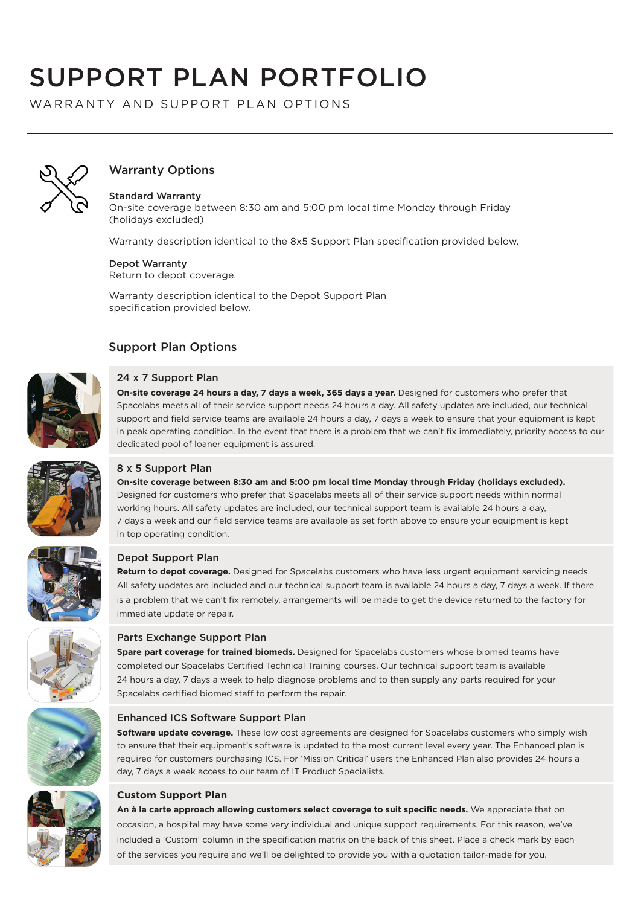# SUPPORT PLAN PORTFOLIO

WARRANTY AND SUPPORT PLAN OPTIONS

## Warranty Options

### Standard Warranty

On-site coverage between 8:30 am and 5:00 pm local time Monday through Friday (holidays excluded)

Warranty description identical to the 8x5 Support Plan specification provided below.

### Depot Warranty

Return to depot coverage.

Warranty description identical to the Depot Support Plan specification provided below.

## Support Plan Options

### 24 x 7 Support Plan

**On-site coverage 24 hours a day, 7 days a week, 365 days a year.** Designed for customers who prefer that Spacelabs meets all of their service support needs 24 hours a day. All safety updates are included, our technical support and field service teams are available 24 hours a day, 7 days a week to ensure that your equipment is kept in peak operating condition. In the event that there is a problem that we can't fix immediately, priority access to our dedicated pool of loaner equipment is assured.

### 8 x 5 Support Plan

**On-site coverage between 8:30 am and 5:00 pm local time Monday through Friday (holidays excluded).** Designed for customers who prefer that Spacelabs meets all of their service support needs within normal working hours. All safety updates are included, our technical support team is available 24 hours a day, 7 days a week and our field service teams are available as set forth above to ensure your equipment is kept in top operating condition.

### Depot Support Plan

**Return to depot coverage.** Designed for Spacelabs customers who have less urgent equipment servicing needs All safety updates are included and our technical support team is available 24 hours a day, 7 days a week. If there is a problem that we can't fix remotely, arrangements will be made to get the device returned to the factory for immediate update or repair.

### Parts Exchange Support Plan

**Spare part coverage for trained biomeds.** Designed for Spacelabs customers whose biomed teams have completed our Spacelabs Certified Technical Training courses. Our technical support team is available 24 hours a day, 7 days a week to help diagnose problems and to then supply any parts required for your Spacelabs certified biomed staff to perform the repair.

### Enhanced ICS Software Support Plan

**Software update coverage.** These low cost agreements are designed for Spacelabs customers who simply wish to ensure that their equipment's software is updated to the most current level every year. The Enhanced plan is required for customers purchasing ICS. For 'Mission Critical' users the Enhanced Plan also provides 24 hours a day, 7 days a week access to our team of IT Product Specialists.

### Custom Support Plan

**An à la carte approach allowing customers select coverage to suit specific needs.** We appreciate that on occasion, a hospital may have some very individual and unique support requirements. For this reason, we've included a 'Custom' column in the specification matrix on the back of this sheet. Place a check mark by each of the services you require and we'll be delighted to provide you with a quotation tailor-made for you.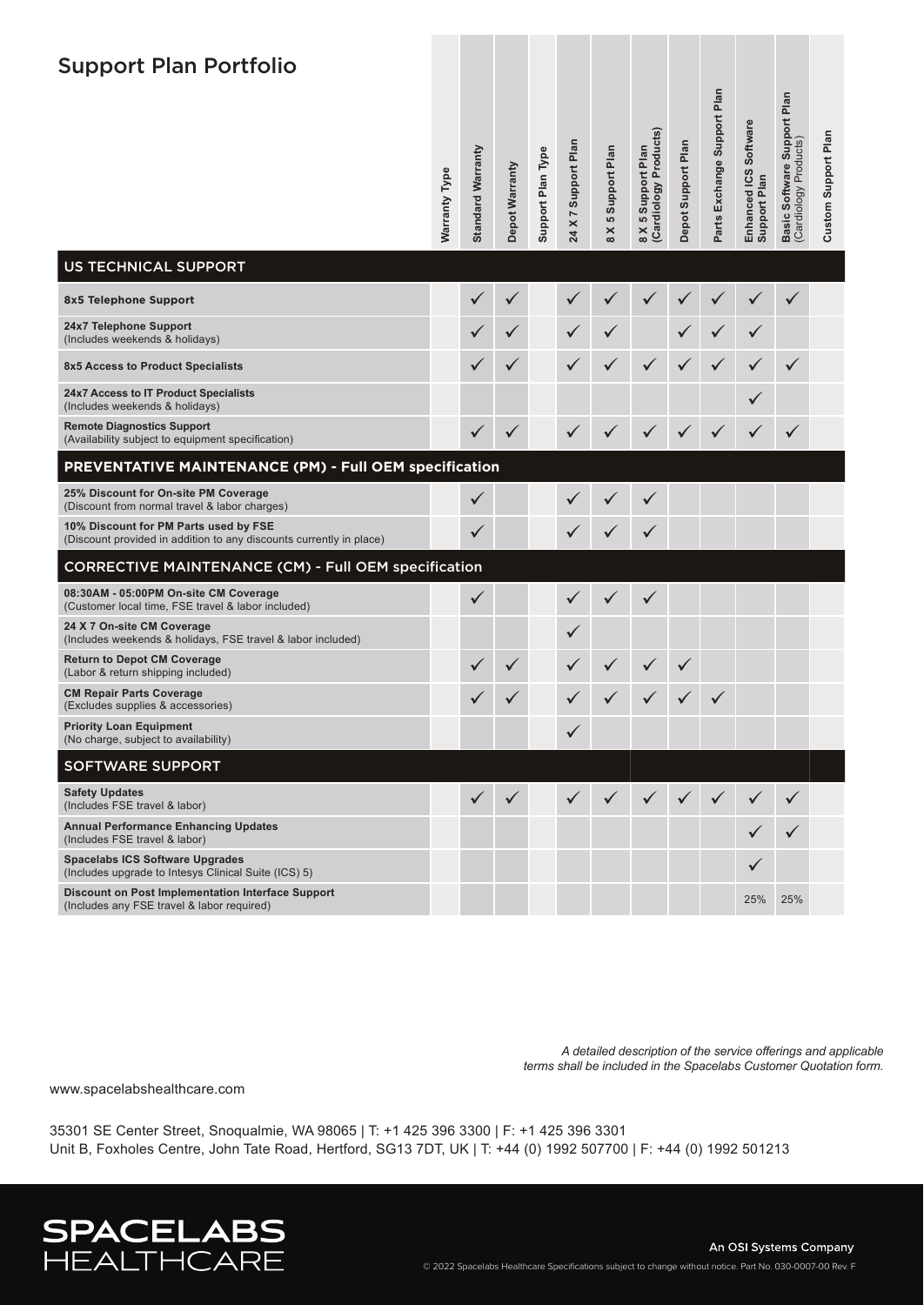## Support Plan Portfolio

| | Warranty Type | Standard Warranty | Depot Warranty | Support Plan Type | 24 X 7 Support Plan | 8 X 5 Support Plan | 8 X 5 Support Plan (Cardiology Products) | Depot Support Plan | Parts Exchange Support Plan | Enhanced ICS Software Support Plan | Basic Software Support Plan (Cardiology Products) | Custom Support Plan |
|---|---|---|---|---|---|---|---|---|---|---|---|---|
| **US TECHNICAL SUPPORT** | | | | | | | | | | | | |
| **8x5 Telephone Support** | | ✓ | ✓ | | ✓ | ✓ | ✓ | ✓ | ✓ | ✓ | ✓ | |
| **24x7 Telephone Support** (Includes weekends & holidays) | | ✓ | ✓ | | ✓ | ✓ | | ✓ | ✓ | ✓ | | |
| **8x5 Access to Product Specialists** | | ✓ | ✓ | | ✓ | ✓ | ✓ | ✓ | ✓ | ✓ | ✓ | |
| **24x7 Access to IT Product Specialists** (Includes weekends & holidays) | | | | | | | | | | ✓ | | |
| **Remote Diagnostics Support** (Availability subject to equipment specification) | | ✓ | ✓ | | ✓ | ✓ | ✓ | ✓ | ✓ | ✓ | ✓ | |
| **PREVENTATIVE MAINTENANCE (PM) - Full OEM specification** | | | | | | | | | | | | |
| **25% Discount for On-site PM Coverage** (Discount from normal travel & labor charges) | | ✓ | | | ✓ | ✓ | ✓ | | | | | |
| **10% Discount for PM Parts used by FSE** (Discount provided in addition to any discounts currently in place) | | ✓ | | | ✓ | ✓ | ✓ | | | | | |
| **CORRECTIVE MAINTENANCE (CM) - Full OEM specification** | | | | | | | | | | | | |
| **08:30AM - 05:00PM On-site CM Coverage** (Customer local time, FSE travel & labor included) | | ✓ | | | ✓ | ✓ | ✓ | | | | | |
| **24 X 7 On-site CM Coverage** (Includes weekends & holidays, FSE travel & labor included) | | | | | ✓ | | | | | | | |
| **Return to Depot CM Coverage** (Labor & return shipping included) | | ✓ | ✓ | | ✓ | ✓ | ✓ | ✓ | | | | |
| **CM Repair Parts Coverage** (Excludes supplies & accessories) | | ✓ | ✓ | | ✓ | ✓ | ✓ | ✓ | ✓ | | | |
| **Priority Loan Equipment** (No charge, subject to availability) | | | | | ✓ | | | | | | | |
| **SOFTWARE SUPPORT** | | | | | | | | | | | | |
| **Safety Updates** (Includes FSE travel & labor) | | ✓ | ✓ | | ✓ | ✓ | ✓ | ✓ | ✓ | ✓ | ✓ | |
| **Annual Performance Enhancing Updates** (Includes FSE travel & labor) | | | | | | | | | | ✓ | ✓ | |
| **Spacelabs ICS Software Upgrades** (Includes upgrade to Intesys Clinical Suite (ICS) 5) | | | | | | | | | | ✓ | | |
| **Discount on Post Implementation Interface Support** (Includes any FSE travel & labor required) | | | | | | | | | | 25% | 25% | |

*A detailed description of the service offerings and applicable terms shall be included in the Spacelabs Customer Quotation form.*

www.spacelabshealthcare.com

35301 SE Center Street, Snoqualmie, WA 98065 | T: +1 425 396 3300 | F: +1 425 396 3301
Unit B, Foxholes Centre, John Tate Road, Hertford, SG13 7DT, UK | T: +44 (0) 1992 507700 | F: +44 (0) 1992 501213

SPACELABS HEALTHCARE

An OSI Systems Company

© 2022 Spacelabs Healthcare Specifications subject to change without notice. Part No. 030-0007-00 Rev. F